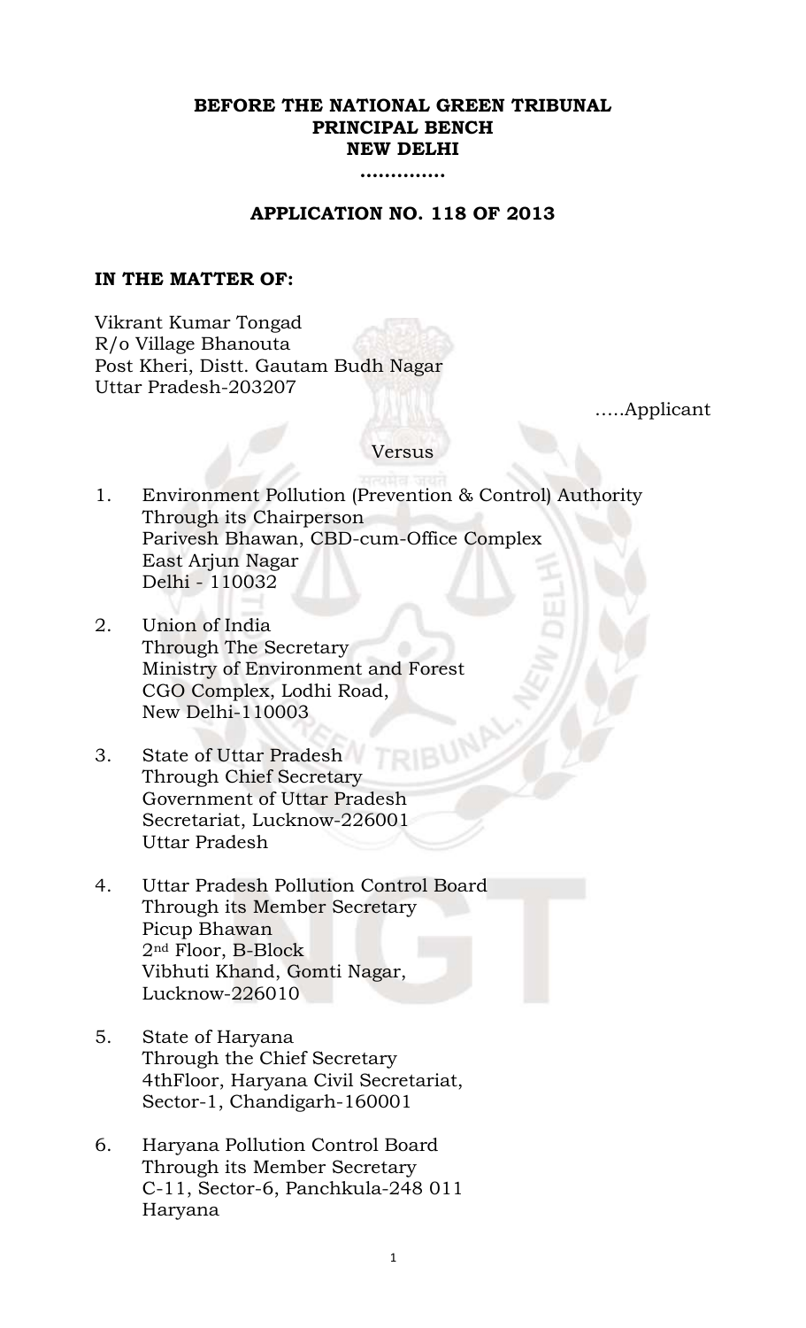**BEFORE THE NATIONAL GREEN TRIBUNAL**
**PRINCIPAL BENCH**
**NEW DELHI**

**…………..**

**APPLICATION NO. 118 OF 2013**

**IN THE MATTER OF:**

Vikrant Kumar Tongad
R/o Village Bhanouta
Post Kheri, Distt. Gautam Budh Nagar
Uttar Pradesh-203207

…..Applicant

Versus

1. Environment Pollution (Prevention & Control) Authority
   Through its Chairperson
   Parivesh Bhawan, CBD-cum-Office Complex
   East Arjun Nagar
   Delhi - 110032

2. Union of India
   Through The Secretary
   Ministry of Environment and Forest
   CGO Complex, Lodhi Road,
   New Delhi-110003

3. State of Uttar Pradesh
   Through Chief Secretary
   Government of Uttar Pradesh
   Secretariat, Lucknow-226001
   Uttar Pradesh

4. Uttar Pradesh Pollution Control Board
   Through its Member Secretary
   Picup Bhawan
   2nd Floor, B-Block
   Vibhuti Khand, Gomti Nagar,
   Lucknow-226010

5. State of Haryana
   Through the Chief Secretary
   4thFloor, Haryana Civil Secretariat,
   Sector-1, Chandigarh-160001

6. Haryana Pollution Control Board
   Through its Member Secretary
   C-11, Sector-6, Panchkula-248 011
   Haryana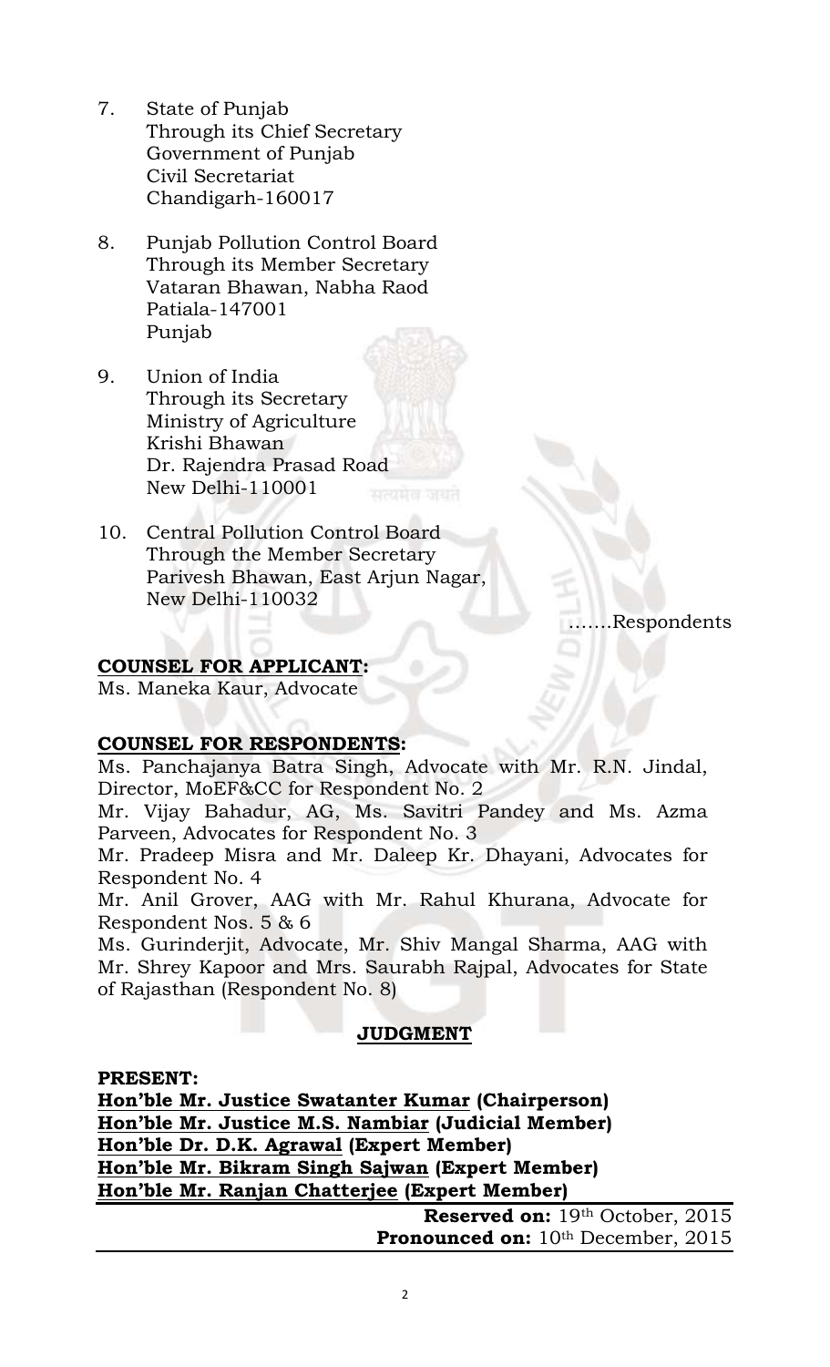7. State of Punjab
   Through its Chief Secretary
   Government of Punjab
   Civil Secretariat
   Chandigarh-160017

8. Punjab Pollution Control Board
   Through its Member Secretary
   Vataran Bhawan, Nabha Raod
   Patiala-147001
   Punjab

9. Union of India
   Through its Secretary
   Ministry of Agriculture
   Krishi Bhawan
   Dr. Rajendra Prasad Road
   New Delhi-110001

10. Central Pollution Control Board
    Through the Member Secretary
    Parivesh Bhawan, East Arjun Nagar,
    New Delhi-110032

…….Respondents

**COUNSEL FOR APPLICANT:**

Ms. Maneka Kaur, Advocate

**COUNSEL FOR RESPONDENTS:**

Ms. Panchajanya Batra Singh, Advocate with Mr. R.N. Jindal, Director, MoEF&CC for Respondent No. 2

Mr. Vijay Bahadur, AG, Ms. Savitri Pandey and Ms. Azma Parveen, Advocates for Respondent No. 3

Mr. Pradeep Misra and Mr. Daleep Kr. Dhayani, Advocates for Respondent No. 4

Mr. Anil Grover, AAG with Mr. Rahul Khurana, Advocate for Respondent Nos. 5 & 6

Ms. Gurinderjit, Advocate, Mr. Shiv Mangal Sharma, AAG with Mr. Shrey Kapoor and Mrs. Saurabh Rajpal, Advocates for State of Rajasthan (Respondent No. 8)

## JUDGMENT

**PRESENT:**

**Hon'ble Mr. Justice Swatanter Kumar (Chairperson)**
**Hon'ble Mr. Justice M.S. Nambiar (Judicial Member)**
**Hon'ble Dr. D.K. Agrawal (Expert Member)**
**Hon'ble Mr. Bikram Singh Sajwan (Expert Member)**
**Hon'ble Mr. Ranjan Chatterjee (Expert Member)**

**Reserved on:** 19th October, 2015
**Pronounced on:** 10th December, 2015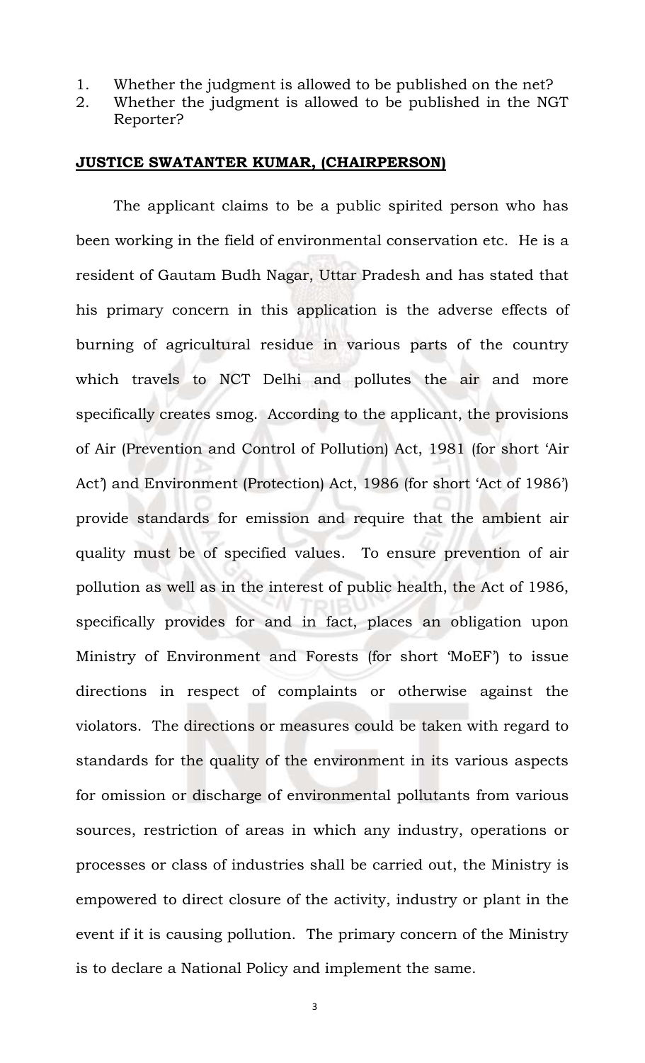1. Whether the judgment is allowed to be published on the net?
2. Whether the judgment is allowed to be published in the NGT Reporter?

**JUSTICE SWATANTER KUMAR, (CHAIRPERSON)**

The applicant claims to be a public spirited person who has been working in the field of environmental conservation etc. He is a resident of Gautam Budh Nagar, Uttar Pradesh and has stated that his primary concern in this application is the adverse effects of burning of agricultural residue in various parts of the country which travels to NCT Delhi and pollutes the air and more specifically creates smog. According to the applicant, the provisions of Air (Prevention and Control of Pollution) Act, 1981 (for short 'Air Act') and Environment (Protection) Act, 1986 (for short 'Act of 1986') provide standards for emission and require that the ambient air quality must be of specified values. To ensure prevention of air pollution as well as in the interest of public health, the Act of 1986, specifically provides for and in fact, places an obligation upon Ministry of Environment and Forests (for short 'MoEF') to issue directions in respect of complaints or otherwise against the violators. The directions or measures could be taken with regard to standards for the quality of the environment in its various aspects for omission or discharge of environmental pollutants from various sources, restriction of areas in which any industry, operations or processes or class of industries shall be carried out, the Ministry is empowered to direct closure of the activity, industry or plant in the event if it is causing pollution. The primary concern of the Ministry is to declare a National Policy and implement the same.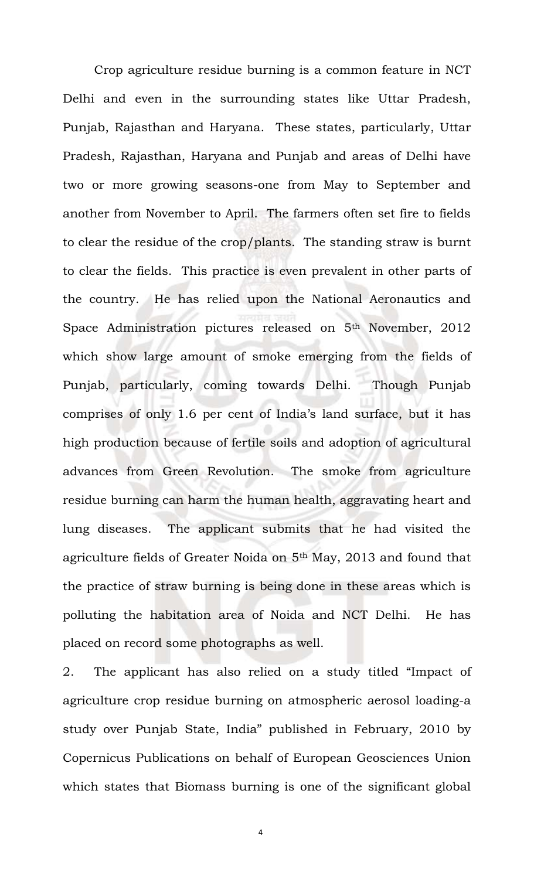Crop agriculture residue burning is a common feature in NCT Delhi and even in the surrounding states like Uttar Pradesh, Punjab, Rajasthan and Haryana. These states, particularly, Uttar Pradesh, Rajasthan, Haryana and Punjab and areas of Delhi have two or more growing seasons-one from May to September and another from November to April. The farmers often set fire to fields to clear the residue of the crop/plants. The standing straw is burnt to clear the fields. This practice is even prevalent in other parts of the country. He has relied upon the National Aeronautics and Space Administration pictures released on 5th November, 2012 which show large amount of smoke emerging from the fields of Punjab, particularly, coming towards Delhi. Though Punjab comprises of only 1.6 per cent of India's land surface, but it has high production because of fertile soils and adoption of agricultural advances from Green Revolution. The smoke from agriculture residue burning can harm the human health, aggravating heart and lung diseases. The applicant submits that he had visited the agriculture fields of Greater Noida on 5th May, 2013 and found that the practice of straw burning is being done in these areas which is polluting the habitation area of Noida and NCT Delhi. He has placed on record some photographs as well.

2. The applicant has also relied on a study titled "Impact of agriculture crop residue burning on atmospheric aerosol loading-a study over Punjab State, India" published in February, 2010 by Copernicus Publications on behalf of European Geosciences Union which states that Biomass burning is one of the significant global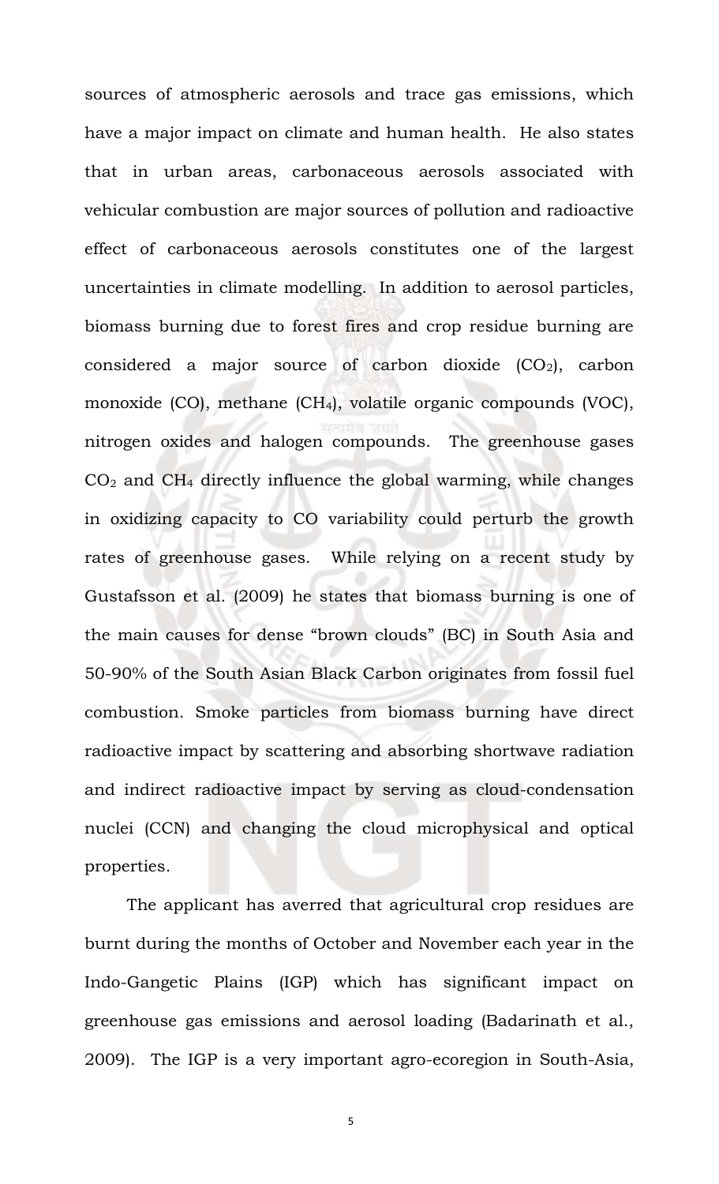sources of atmospheric aerosols and trace gas emissions, which have a major impact on climate and human health. He also states that in urban areas, carbonaceous aerosols associated with vehicular combustion are major sources of pollution and radioactive effect of carbonaceous aerosols constitutes one of the largest uncertainties in climate modelling. In addition to aerosol particles, biomass burning due to forest fires and crop residue burning are considered a major source of carbon dioxide ($CO_2$), carbon monoxide (CO), methane ($CH_4$), volatile organic compounds (VOC), nitrogen oxides and halogen compounds. The greenhouse gases $CO_2$ and $CH_4$ directly influence the global warming, while changes in oxidizing capacity to CO variability could perturb the growth rates of greenhouse gases. While relying on a recent study by Gustafsson et al. (2009) he states that biomass burning is one of the main causes for dense "brown clouds" (BC) in South Asia and 50-90% of the South Asian Black Carbon originates from fossil fuel combustion. Smoke particles from biomass burning have direct radioactive impact by scattering and absorbing shortwave radiation and indirect radioactive impact by serving as cloud-condensation nuclei (CCN) and changing the cloud microphysical and optical properties.

The applicant has averred that agricultural crop residues are burnt during the months of October and November each year in the Indo-Gangetic Plains (IGP) which has significant impact on greenhouse gas emissions and aerosol loading (Badarinath et al., 2009). The IGP is a very important agro-ecoregion in South-Asia,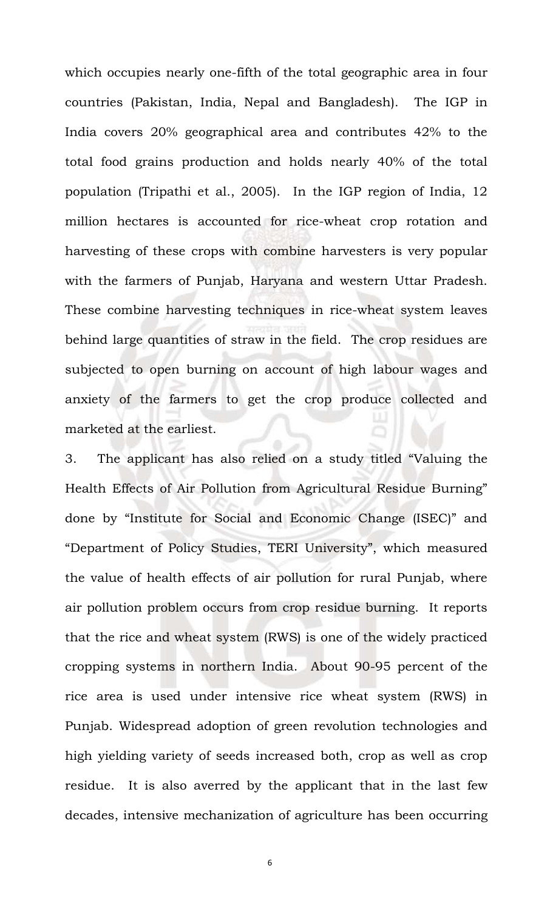which occupies nearly one-fifth of the total geographic area in four countries (Pakistan, India, Nepal and Bangladesh). The IGP in India covers 20% geographical area and contributes 42% to the total food grains production and holds nearly 40% of the total population (Tripathi et al., 2005). In the IGP region of India, 12 million hectares is accounted for rice-wheat crop rotation and harvesting of these crops with combine harvesters is very popular with the farmers of Punjab, Haryana and western Uttar Pradesh. These combine harvesting techniques in rice-wheat system leaves behind large quantities of straw in the field. The crop residues are subjected to open burning on account of high labour wages and anxiety of the farmers to get the crop produce collected and marketed at the earliest.

3. The applicant has also relied on a study titled "Valuing the Health Effects of Air Pollution from Agricultural Residue Burning" done by "Institute for Social and Economic Change (ISEC)" and "Department of Policy Studies, TERI University", which measured the value of health effects of air pollution for rural Punjab, where air pollution problem occurs from crop residue burning. It reports that the rice and wheat system (RWS) is one of the widely practiced cropping systems in northern India. About 90-95 percent of the rice area is used under intensive rice wheat system (RWS) in Punjab. Widespread adoption of green revolution technologies and high yielding variety of seeds increased both, crop as well as crop residue. It is also averred by the applicant that in the last few decades, intensive mechanization of agriculture has been occurring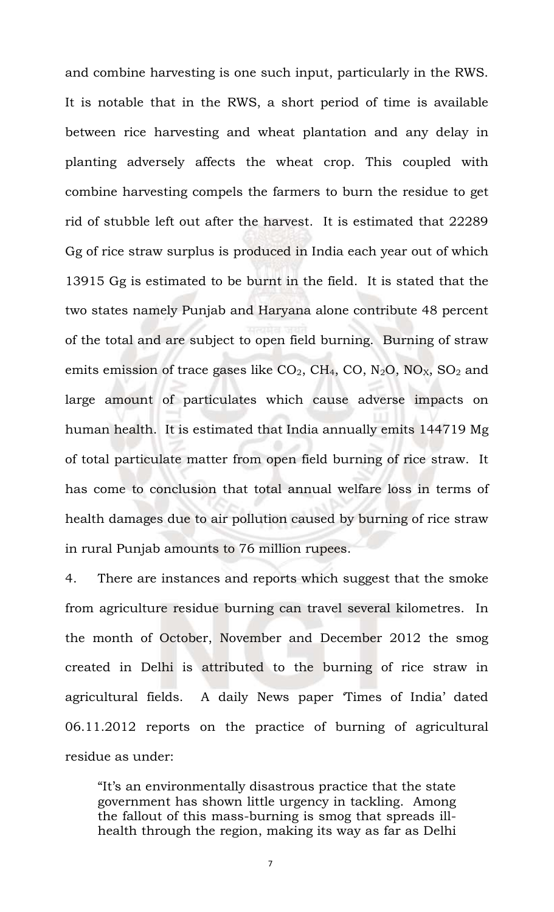and combine harvesting is one such input, particularly in the RWS. It is notable that in the RWS, a short period of time is available between rice harvesting and wheat plantation and any delay in planting adversely affects the wheat crop. This coupled with combine harvesting compels the farmers to burn the residue to get rid of stubble left out after the harvest. It is estimated that 22289 Gg of rice straw surplus is produced in India each year out of which 13915 Gg is estimated to be burnt in the field. It is stated that the two states namely Punjab and Haryana alone contribute 48 percent of the total and are subject to open field burning. Burning of straw emits emission of trace gases like $CO_2$, $CH_4$, CO, $N_2O$, $NO_X$, $SO_2$ and large amount of particulates which cause adverse impacts on human health. It is estimated that India annually emits 144719 Mg of total particulate matter from open field burning of rice straw. It has come to conclusion that total annual welfare loss in terms of health damages due to air pollution caused by burning of rice straw in rural Punjab amounts to 76 million rupees.

4. There are instances and reports which suggest that the smoke from agriculture residue burning can travel several kilometres. In the month of October, November and December 2012 the smog created in Delhi is attributed to the burning of rice straw in agricultural fields. A daily News paper 'Times of India' dated 06.11.2012 reports on the practice of burning of agricultural residue as under:

> "It's an environmentally disastrous practice that the state government has shown little urgency in tackling. Among the fallout of this mass-burning is smog that spreads ill-health through the region, making its way as far as Delhi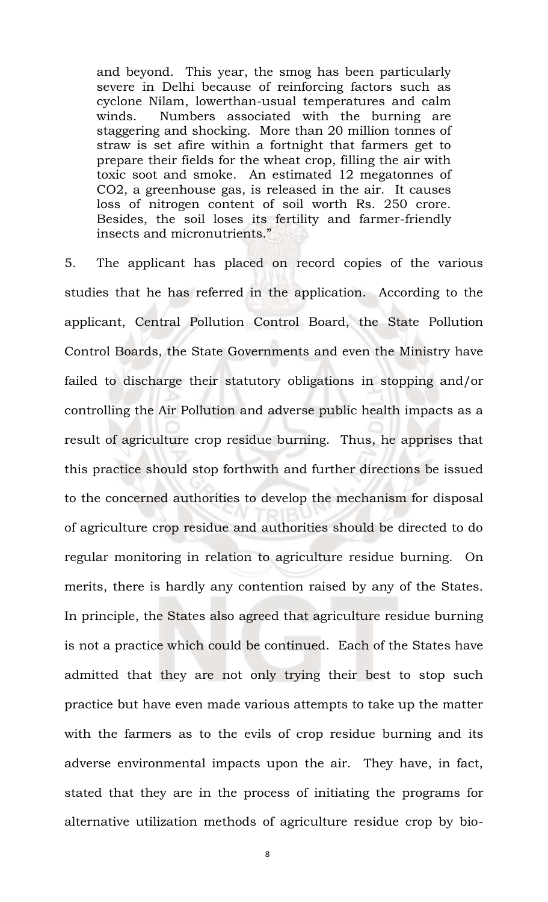and beyond. This year, the smog has been particularly severe in Delhi because of reinforcing factors such as cyclone Nilam, lowerthan-usual temperatures and calm winds. Numbers associated with the burning are staggering and shocking. More than 20 million tonnes of straw is set afire within a fortnight that farmers get to prepare their fields for the wheat crop, filling the air with toxic soot and smoke. An estimated 12 megatonnes of $CO_2$, a greenhouse gas, is released in the air. It causes loss of nitrogen content of soil worth Rs. 250 crore. Besides, the soil loses its fertility and farmer-friendly insects and micronutrients."

5. The applicant has placed on record copies of the various studies that he has referred in the application. According to the applicant, Central Pollution Control Board, the State Pollution Control Boards, the State Governments and even the Ministry have failed to discharge their statutory obligations in stopping and/or controlling the Air Pollution and adverse public health impacts as a result of agriculture crop residue burning. Thus, he apprises that this practice should stop forthwith and further directions be issued to the concerned authorities to develop the mechanism for disposal of agriculture crop residue and authorities should be directed to do regular monitoring in relation to agriculture residue burning. On merits, there is hardly any contention raised by any of the States. In principle, the States also agreed that agriculture residue burning is not a practice which could be continued. Each of the States have admitted that they are not only trying their best to stop such practice but have even made various attempts to take up the matter with the farmers as to the evils of crop residue burning and its adverse environmental impacts upon the air. They have, in fact, stated that they are in the process of initiating the programs for alternative utilization methods of agriculture residue crop by bio-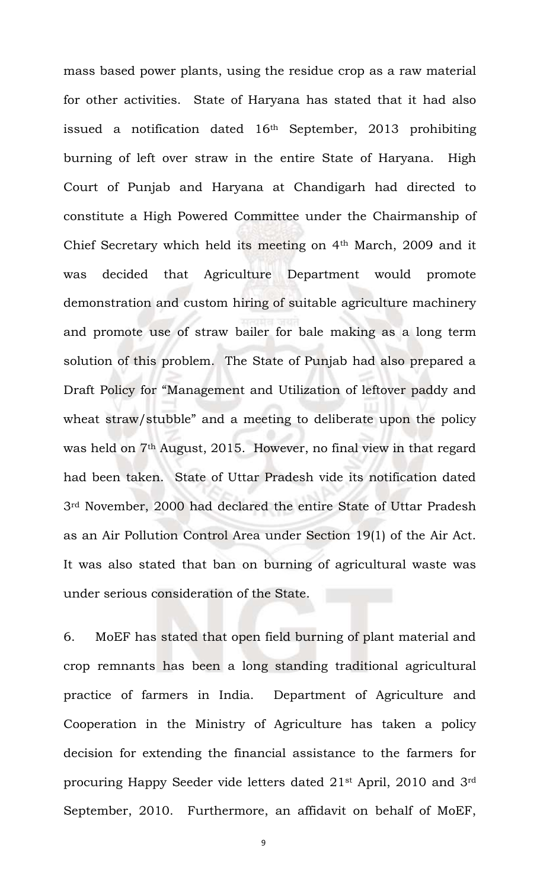mass based power plants, using the residue crop as a raw material for other activities. State of Haryana has stated that it had also issued a notification dated 16th September, 2013 prohibiting burning of left over straw in the entire State of Haryana. High Court of Punjab and Haryana at Chandigarh had directed to constitute a High Powered Committee under the Chairmanship of Chief Secretary which held its meeting on 4th March, 2009 and it was decided that Agriculture Department would promote demonstration and custom hiring of suitable agriculture machinery and promote use of straw bailer for bale making as a long term solution of this problem. The State of Punjab had also prepared a Draft Policy for "Management and Utilization of leftover paddy and wheat straw/stubble" and a meeting to deliberate upon the policy was held on 7th August, 2015. However, no final view in that regard had been taken. State of Uttar Pradesh vide its notification dated 3rd November, 2000 had declared the entire State of Uttar Pradesh as an Air Pollution Control Area under Section 19(1) of the Air Act. It was also stated that ban on burning of agricultural waste was under serious consideration of the State.

6. MoEF has stated that open field burning of plant material and crop remnants has been a long standing traditional agricultural practice of farmers in India. Department of Agriculture and Cooperation in the Ministry of Agriculture has taken a policy decision for extending the financial assistance to the farmers for procuring Happy Seeder vide letters dated 21st April, 2010 and 3rd September, 2010. Furthermore, an affidavit on behalf of MoEF,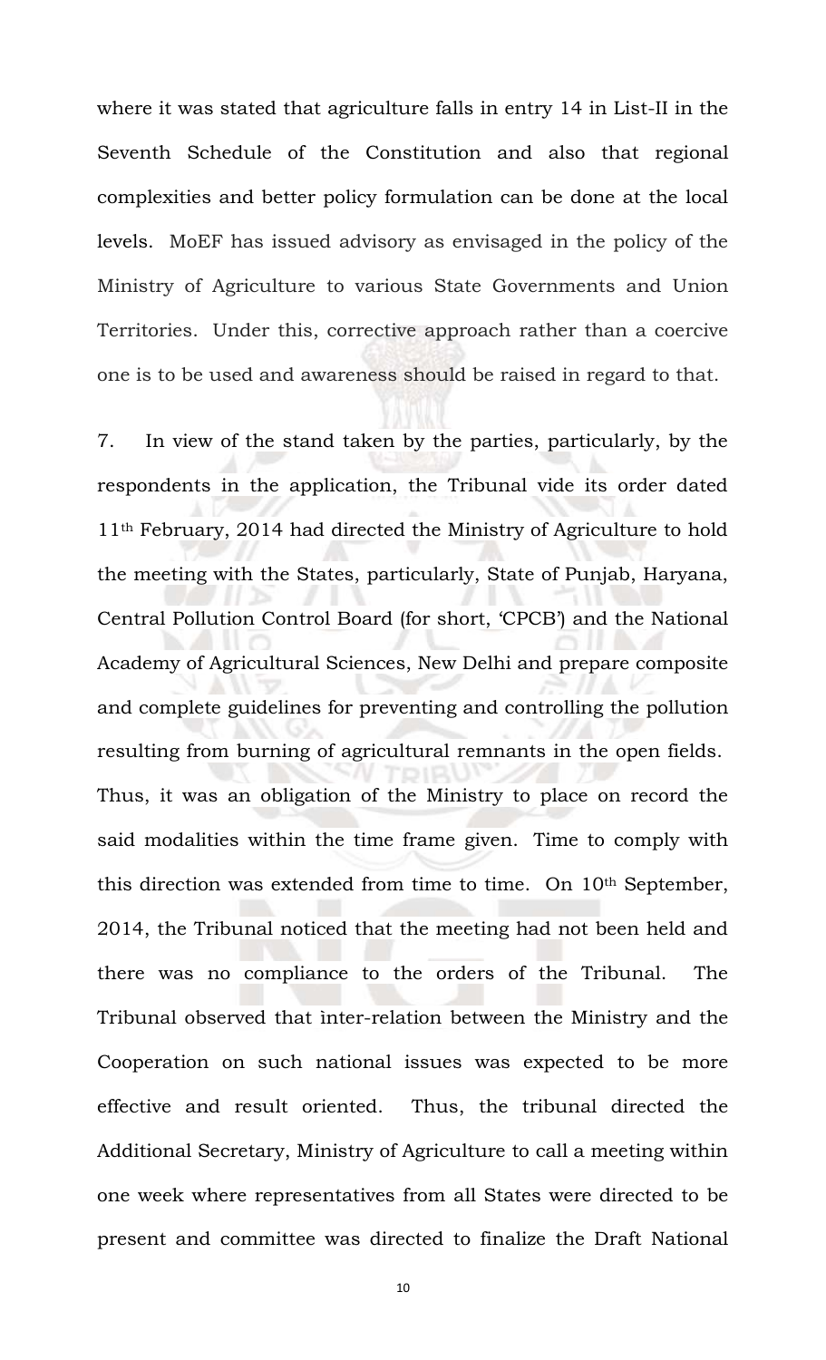where it was stated that agriculture falls in entry 14 in List-II in the Seventh Schedule of the Constitution and also that regional complexities and better policy formulation can be done at the local levels. MoEF has issued advisory as envisaged in the policy of the Ministry of Agriculture to various State Governments and Union Territories. Under this, corrective approach rather than a coercive one is to be used and awareness should be raised in regard to that.

7. In view of the stand taken by the parties, particularly, by the respondents in the application, the Tribunal vide its order dated 11th February, 2014 had directed the Ministry of Agriculture to hold the meeting with the States, particularly, State of Punjab, Haryana, Central Pollution Control Board (for short, 'CPCB') and the National Academy of Agricultural Sciences, New Delhi and prepare composite and complete guidelines for preventing and controlling the pollution resulting from burning of agricultural remnants in the open fields. Thus, it was an obligation of the Ministry to place on record the said modalities within the time frame given. Time to comply with this direction was extended from time to time. On 10th September, 2014, the Tribunal noticed that the meeting had not been held and there was no compliance to the orders of the Tribunal. The Tribunal observed that inter-relation between the Ministry and the Cooperation on such national issues was expected to be more effective and result oriented. Thus, the tribunal directed the Additional Secretary, Ministry of Agriculture to call a meeting within one week where representatives from all States were directed to be present and committee was directed to finalize the Draft National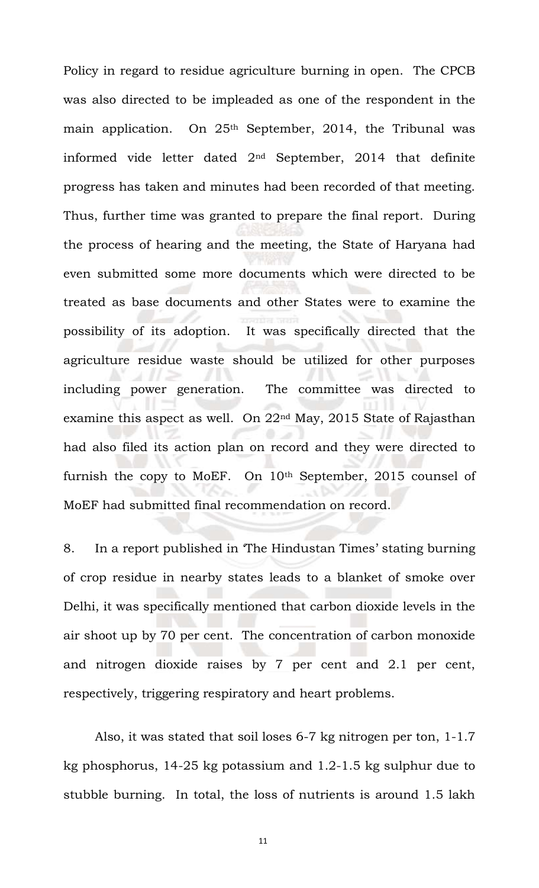Policy in regard to residue agriculture burning in open. The CPCB was also directed to be impleaded as one of the respondent in the main application. On 25th September, 2014, the Tribunal was informed vide letter dated 2nd September, 2014 that definite progress has taken and minutes had been recorded of that meeting. Thus, further time was granted to prepare the final report. During the process of hearing and the meeting, the State of Haryana had even submitted some more documents which were directed to be treated as base documents and other States were to examine the possibility of its adoption. It was specifically directed that the agriculture residue waste should be utilized for other purposes including power generation. The committee was directed to examine this aspect as well. On 22nd May, 2015 State of Rajasthan had also filed its action plan on record and they were directed to furnish the copy to MoEF. On 10th September, 2015 counsel of MoEF had submitted final recommendation on record.

8. In a report published in 'The Hindustan Times' stating burning of crop residue in nearby states leads to a blanket of smoke over Delhi, it was specifically mentioned that carbon dioxide levels in the air shoot up by 70 per cent. The concentration of carbon monoxide and nitrogen dioxide raises by 7 per cent and 2.1 per cent, respectively, triggering respiratory and heart problems.

Also, it was stated that soil loses 6-7 kg nitrogen per ton, 1-1.7 kg phosphorus, 14-25 kg potassium and 1.2-1.5 kg sulphur due to stubble burning. In total, the loss of nutrients is around 1.5 lakh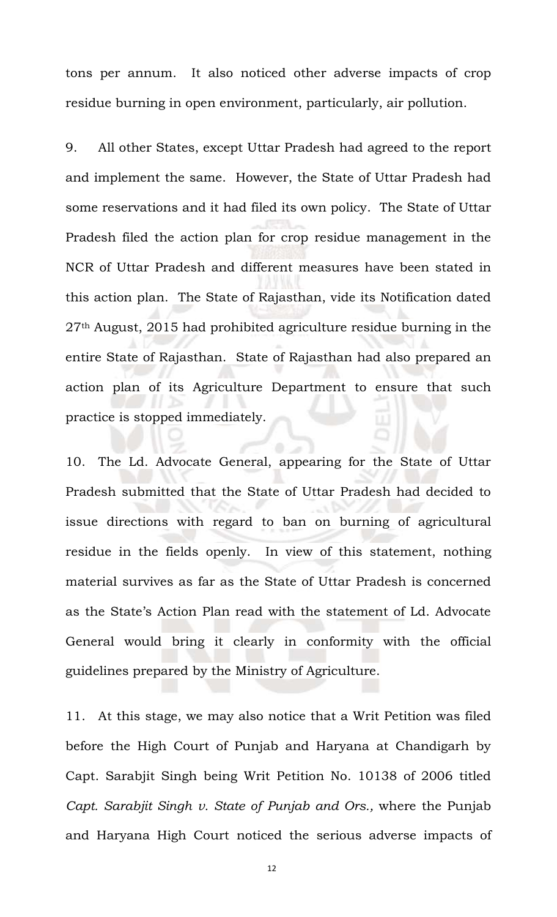tons per annum. It also noticed other adverse impacts of crop residue burning in open environment, particularly, air pollution.

9. All other States, except Uttar Pradesh had agreed to the report and implement the same. However, the State of Uttar Pradesh had some reservations and it had filed its own policy. The State of Uttar Pradesh filed the action plan for crop residue management in the NCR of Uttar Pradesh and different measures have been stated in this action plan. The State of Rajasthan, vide its Notification dated 27th August, 2015 had prohibited agriculture residue burning in the entire State of Rajasthan. State of Rajasthan had also prepared an action plan of its Agriculture Department to ensure that such practice is stopped immediately.

10. The Ld. Advocate General, appearing for the State of Uttar Pradesh submitted that the State of Uttar Pradesh had decided to issue directions with regard to ban on burning of agricultural residue in the fields openly. In view of this statement, nothing material survives as far as the State of Uttar Pradesh is concerned as the State's Action Plan read with the statement of Ld. Advocate General would bring it clearly in conformity with the official guidelines prepared by the Ministry of Agriculture.

11. At this stage, we may also notice that a Writ Petition was filed before the High Court of Punjab and Haryana at Chandigarh by Capt. Sarabjit Singh being Writ Petition No. 10138 of 2006 titled *Capt. Sarabjit Singh v. State of Punjab and Ors.,* where the Punjab and Haryana High Court noticed the serious adverse impacts of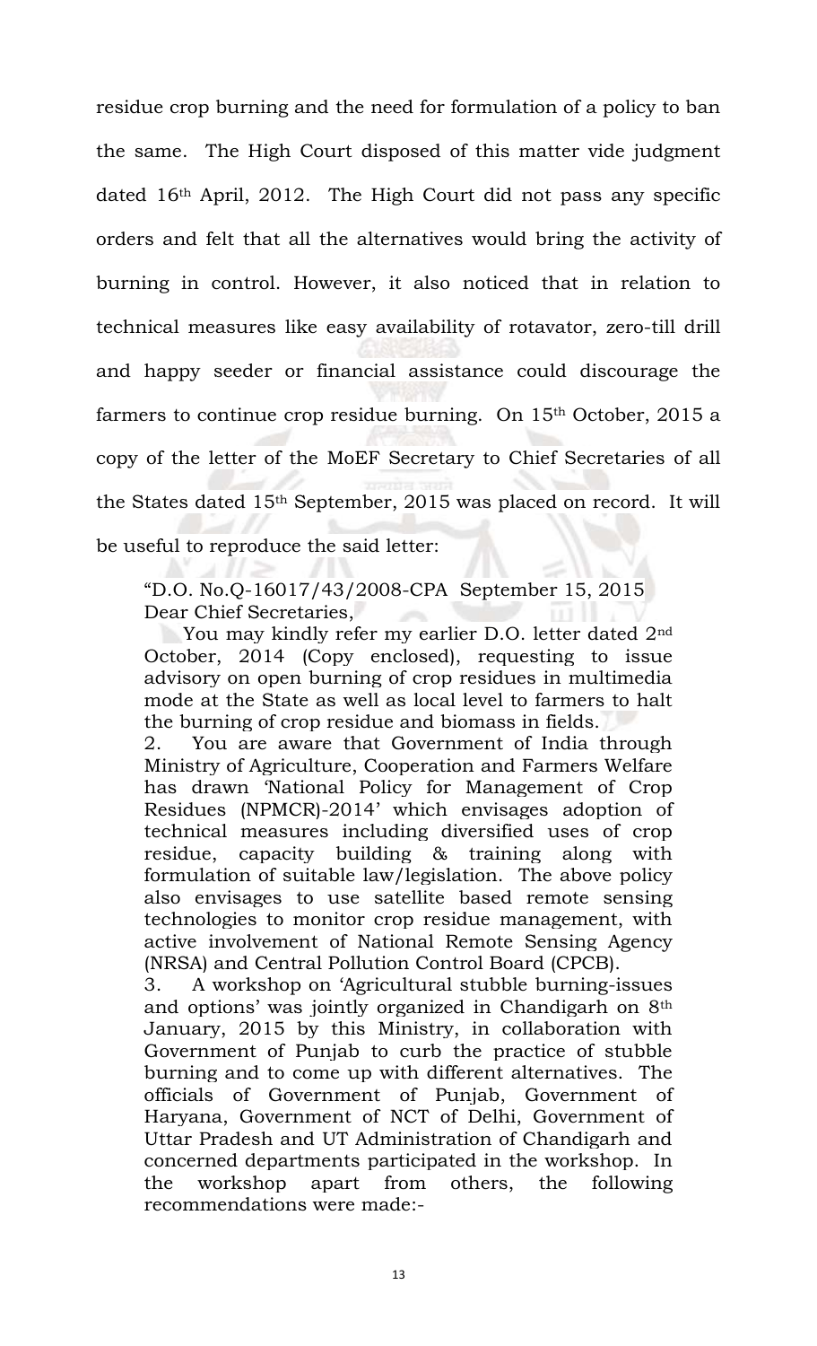residue crop burning and the need for formulation of a policy to ban the same. The High Court disposed of this matter vide judgment dated 16th April, 2012. The High Court did not pass any specific orders and felt that all the alternatives would bring the activity of burning in control. However, it also noticed that in relation to technical measures like easy availability of rotavator, zero-till drill and happy seeder or financial assistance could discourage the farmers to continue crop residue burning. On 15th October, 2015 a copy of the letter of the MoEF Secretary to Chief Secretaries of all the States dated 15th September, 2015 was placed on record. It will be useful to reproduce the said letter:

> "D.O. No.Q-16017/43/2008-CPA September 15, 2015
> Dear Chief Secretaries,
>
> You may kindly refer my earlier D.O. letter dated 2nd October, 2014 (Copy enclosed), requesting to issue advisory on open burning of crop residues in multimedia mode at the State as well as local level to farmers to halt the burning of crop residue and biomass in fields.
>
> 2. You are aware that Government of India through Ministry of Agriculture, Cooperation and Farmers Welfare has drawn 'National Policy for Management of Crop Residues (NPMCR)-2014' which envisages adoption of technical measures including diversified uses of crop residue, capacity building & training along with formulation of suitable law/legislation. The above policy also envisages to use satellite based remote sensing technologies to monitor crop residue management, with active involvement of National Remote Sensing Agency (NRSA) and Central Pollution Control Board (CPCB).
>
> 3. A workshop on 'Agricultural stubble burning-issues and options' was jointly organized in Chandigarh on 8th January, 2015 by this Ministry, in collaboration with Government of Punjab to curb the practice of stubble burning and to come up with different alternatives. The officials of Government of Punjab, Government of Haryana, Government of NCT of Delhi, Government of Uttar Pradesh and UT Administration of Chandigarh and concerned departments participated in the workshop. In the workshop apart from others, the following recommendations were made:-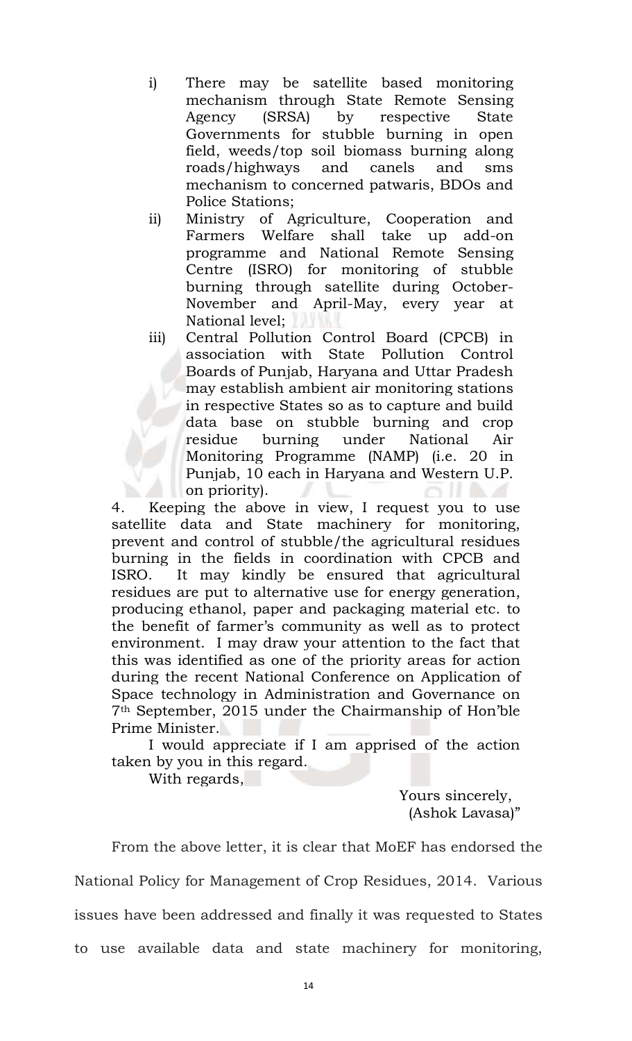i) There may be satellite based monitoring mechanism through State Remote Sensing Agency (SRSA) by respective State Governments for stubble burning in open field, weeds/top soil biomass burning along roads/highways and canels and sms mechanism to concerned patwaris, BDOs and Police Stations;

ii) Ministry of Agriculture, Cooperation and Farmers Welfare shall take up add-on programme and National Remote Sensing Centre (ISRO) for monitoring of stubble burning through satellite during October-November and April-May, every year at National level;

iii) Central Pollution Control Board (CPCB) in association with State Pollution Control Boards of Punjab, Haryana and Uttar Pradesh may establish ambient air monitoring stations in respective States so as to capture and build data base on stubble burning and crop residue burning under National Air Monitoring Programme (NAMP) (i.e. 20 in Punjab, 10 each in Haryana and Western U.P. on priority).

4. Keeping the above in view, I request you to use satellite data and State machinery for monitoring, prevent and control of stubble/the agricultural residues burning in the fields in coordination with CPCB and ISRO. It may kindly be ensured that agricultural residues are put to alternative use for energy generation, producing ethanol, paper and packaging material etc. to the benefit of farmer's community as well as to protect environment. I may draw your attention to the fact that this was identified as one of the priority areas for action during the recent National Conference on Application of Space technology in Administration and Governance on 7th September, 2015 under the Chairmanship of Hon'ble Prime Minister.

I would appreciate if I am apprised of the action taken by you in this regard.

With regards,

Yours sincerely,
(Ashok Lavasa)"

From the above letter, it is clear that MoEF has endorsed the National Policy for Management of Crop Residues, 2014. Various issues have been addressed and finally it was requested to States to use available data and state machinery for monitoring,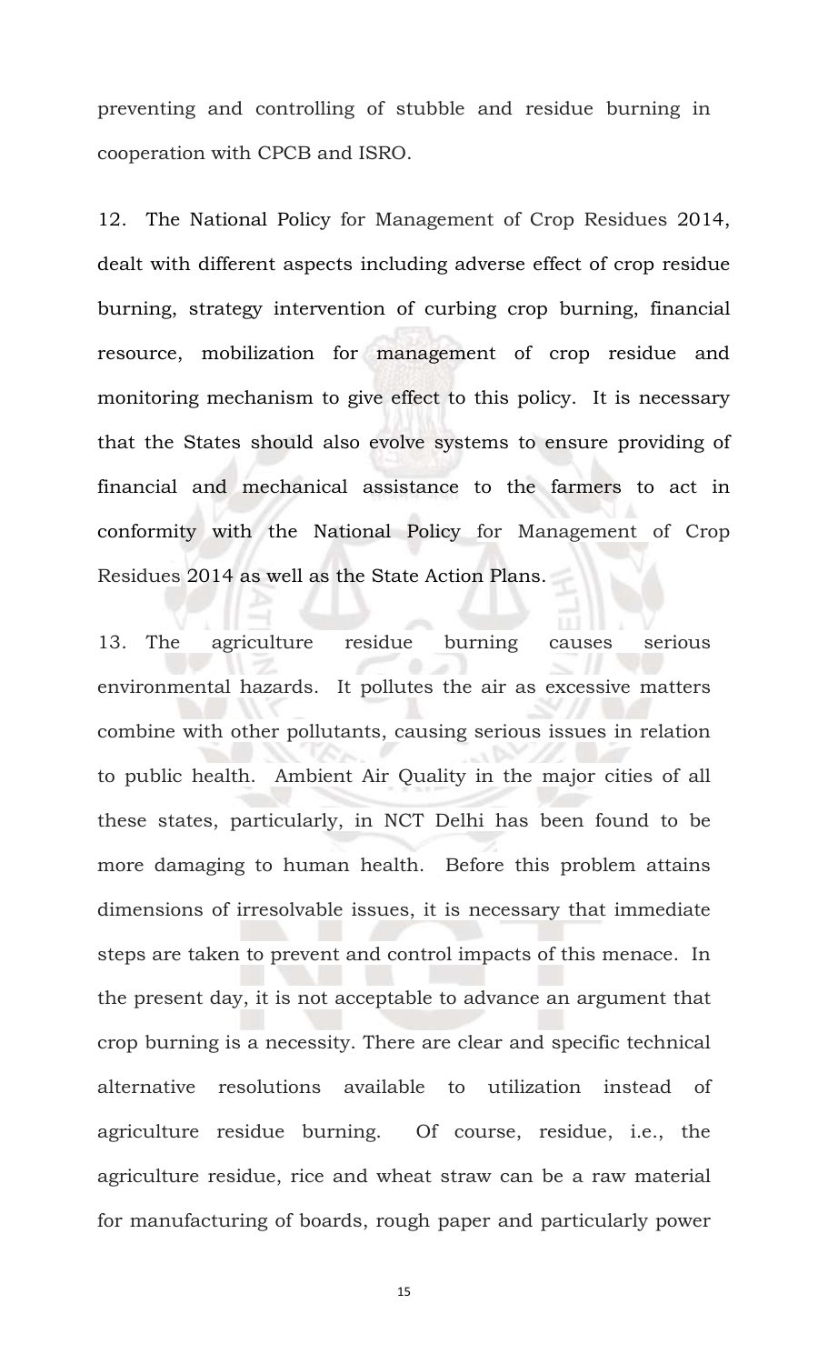preventing and controlling of stubble and residue burning in cooperation with CPCB and ISRO.

12. The National Policy for Management of Crop Residues 2014, dealt with different aspects including adverse effect of crop residue burning, strategy intervention of curbing crop burning, financial resource, mobilization for management of crop residue and monitoring mechanism to give effect to this policy. It is necessary that the States should also evolve systems to ensure providing of financial and mechanical assistance to the farmers to act in conformity with the National Policy for Management of Crop Residues 2014 as well as the State Action Plans.

13. The agriculture residue burning causes serious environmental hazards. It pollutes the air as excessive matters combine with other pollutants, causing serious issues in relation to public health. Ambient Air Quality in the major cities of all these states, particularly, in NCT Delhi has been found to be more damaging to human health. Before this problem attains dimensions of irresolvable issues, it is necessary that immediate steps are taken to prevent and control impacts of this menace. In the present day, it is not acceptable to advance an argument that crop burning is a necessity. There are clear and specific technical alternative resolutions available to utilization instead of agriculture residue burning. Of course, residue, i.e., the agriculture residue, rice and wheat straw can be a raw material for manufacturing of boards, rough paper and particularly power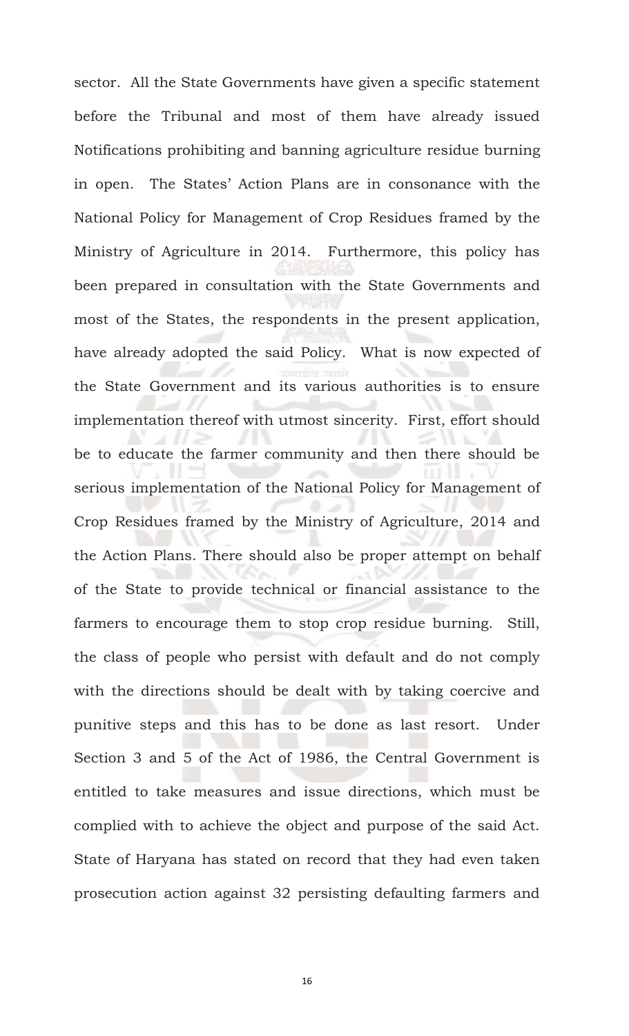sector. All the State Governments have given a specific statement before the Tribunal and most of them have already issued Notifications prohibiting and banning agriculture residue burning in open. The States' Action Plans are in consonance with the National Policy for Management of Crop Residues framed by the Ministry of Agriculture in 2014. Furthermore, this policy has been prepared in consultation with the State Governments and most of the States, the respondents in the present application, have already adopted the said Policy. What is now expected of the State Government and its various authorities is to ensure implementation thereof with utmost sincerity. First, effort should be to educate the farmer community and then there should be serious implementation of the National Policy for Management of Crop Residues framed by the Ministry of Agriculture, 2014 and the Action Plans. There should also be proper attempt on behalf of the State to provide technical or financial assistance to the farmers to encourage them to stop crop residue burning. Still, the class of people who persist with default and do not comply with the directions should be dealt with by taking coercive and punitive steps and this has to be done as last resort. Under Section 3 and 5 of the Act of 1986, the Central Government is entitled to take measures and issue directions, which must be complied with to achieve the object and purpose of the said Act. State of Haryana has stated on record that they had even taken prosecution action against 32 persisting defaulting farmers and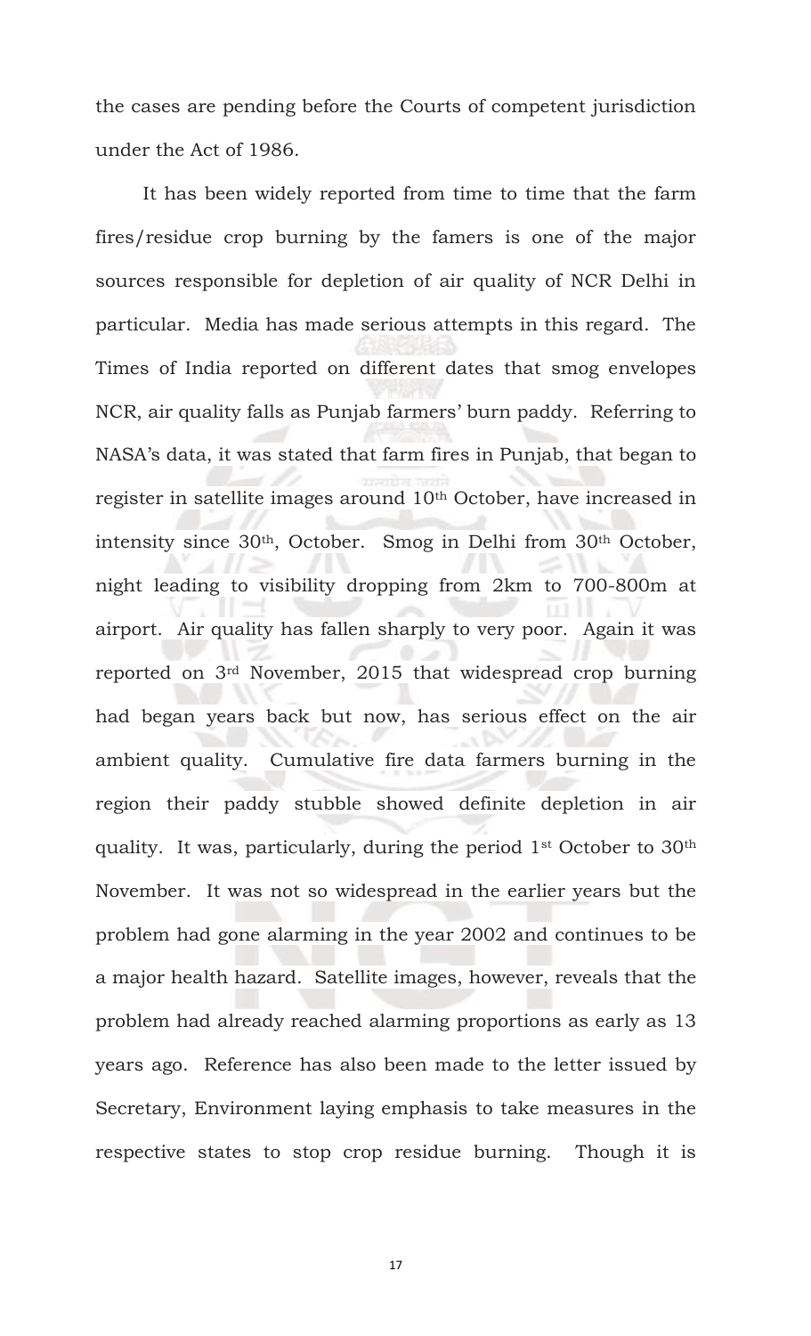the cases are pending before the Courts of competent jurisdiction under the Act of 1986.

It has been widely reported from time to time that the farm fires/residue crop burning by the famers is one of the major sources responsible for depletion of air quality of NCR Delhi in particular. Media has made serious attempts in this regard. The Times of India reported on different dates that smog envelopes NCR, air quality falls as Punjab farmers' burn paddy. Referring to NASA's data, it was stated that farm fires in Punjab, that began to register in satellite images around 10th October, have increased in intensity since 30th, October. Smog in Delhi from 30th October, night leading to visibility dropping from 2km to 700-800m at airport. Air quality has fallen sharply to very poor. Again it was reported on 3rd November, 2015 that widespread crop burning had began years back but now, has serious effect on the air ambient quality. Cumulative fire data farmers burning in the region their paddy stubble showed definite depletion in air quality. It was, particularly, during the period 1st October to 30th November. It was not so widespread in the earlier years but the problem had gone alarming in the year 2002 and continues to be a major health hazard. Satellite images, however, reveals that the problem had already reached alarming proportions as early as 13 years ago. Reference has also been made to the letter issued by Secretary, Environment laying emphasis to take measures in the respective states to stop crop residue burning. Though it is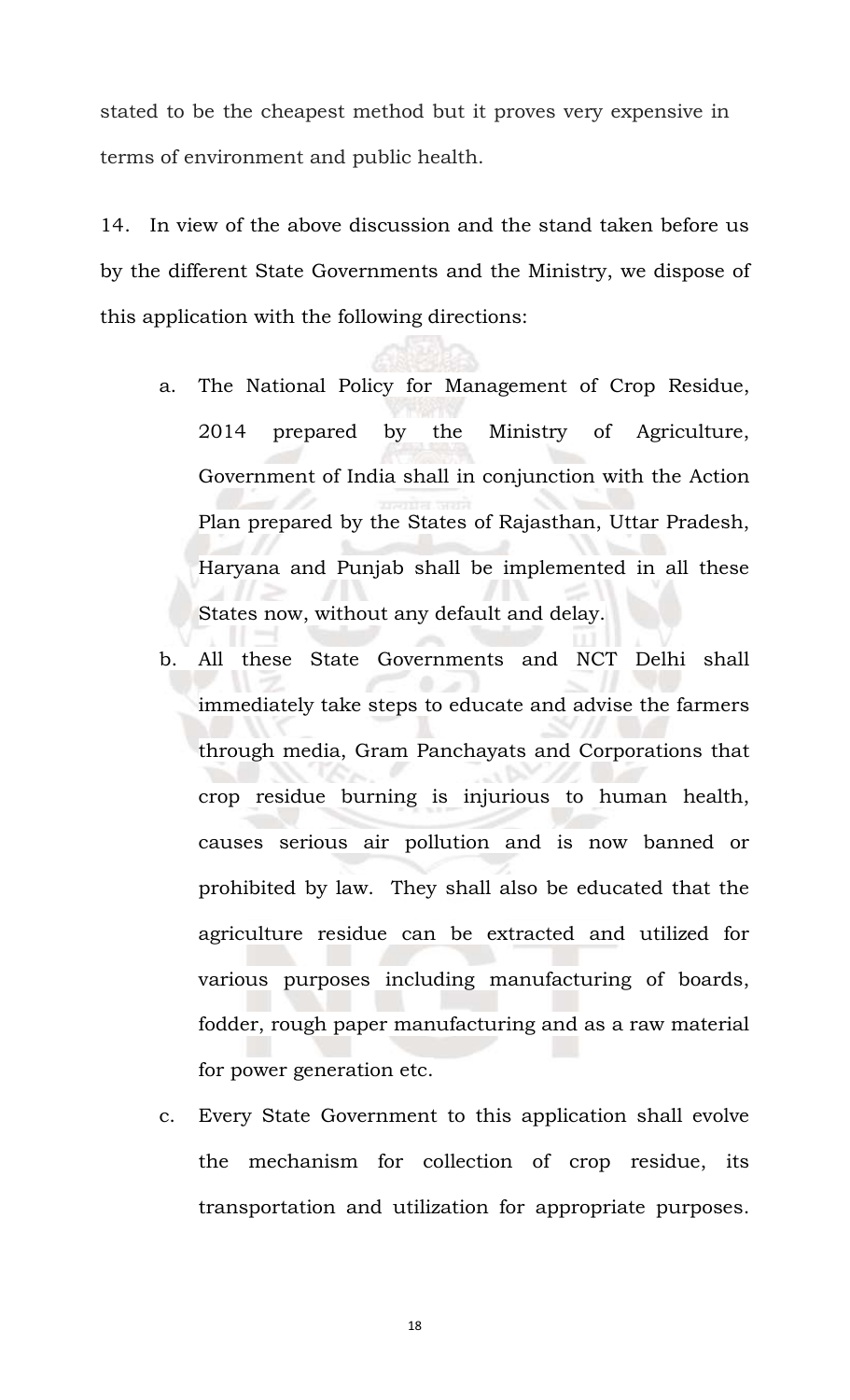stated to be the cheapest method but it proves very expensive in terms of environment and public health.

14. In view of the above discussion and the stand taken before us by the different State Governments and the Ministry, we dispose of this application with the following directions:

a. The National Policy for Management of Crop Residue, 2014 prepared by the Ministry of Agriculture, Government of India shall in conjunction with the Action Plan prepared by the States of Rajasthan, Uttar Pradesh, Haryana and Punjab shall be implemented in all these States now, without any default and delay.

b. All these State Governments and NCT Delhi shall immediately take steps to educate and advise the farmers through media, Gram Panchayats and Corporations that crop residue burning is injurious to human health, causes serious air pollution and is now banned or prohibited by law. They shall also be educated that the agriculture residue can be extracted and utilized for various purposes including manufacturing of boards, fodder, rough paper manufacturing and as a raw material for power generation etc.

c. Every State Government to this application shall evolve the mechanism for collection of crop residue, its transportation and utilization for appropriate purposes.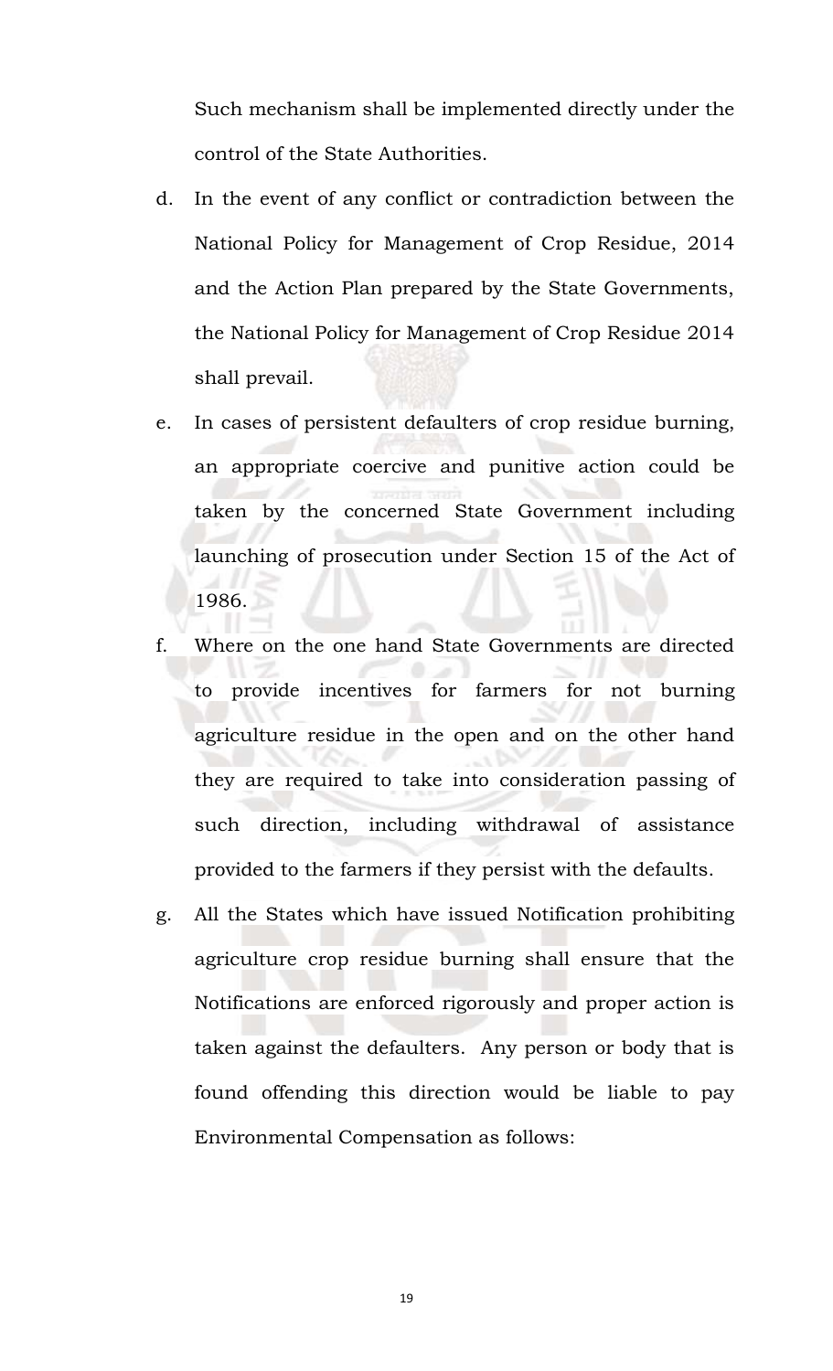Such mechanism shall be implemented directly under the control of the State Authorities.

d. In the event of any conflict or contradiction between the National Policy for Management of Crop Residue, 2014 and the Action Plan prepared by the State Governments, the National Policy for Management of Crop Residue 2014 shall prevail.

e. In cases of persistent defaulters of crop residue burning, an appropriate coercive and punitive action could be taken by the concerned State Government including launching of prosecution under Section 15 of the Act of 1986.

f. Where on the one hand State Governments are directed to provide incentives for farmers for not burning agriculture residue in the open and on the other hand they are required to take into consideration passing of such direction, including withdrawal of assistance provided to the farmers if they persist with the defaults.

g. All the States which have issued Notification prohibiting agriculture crop residue burning shall ensure that the Notifications are enforced rigorously and proper action is taken against the defaulters. Any person or body that is found offending this direction would be liable to pay Environmental Compensation as follows: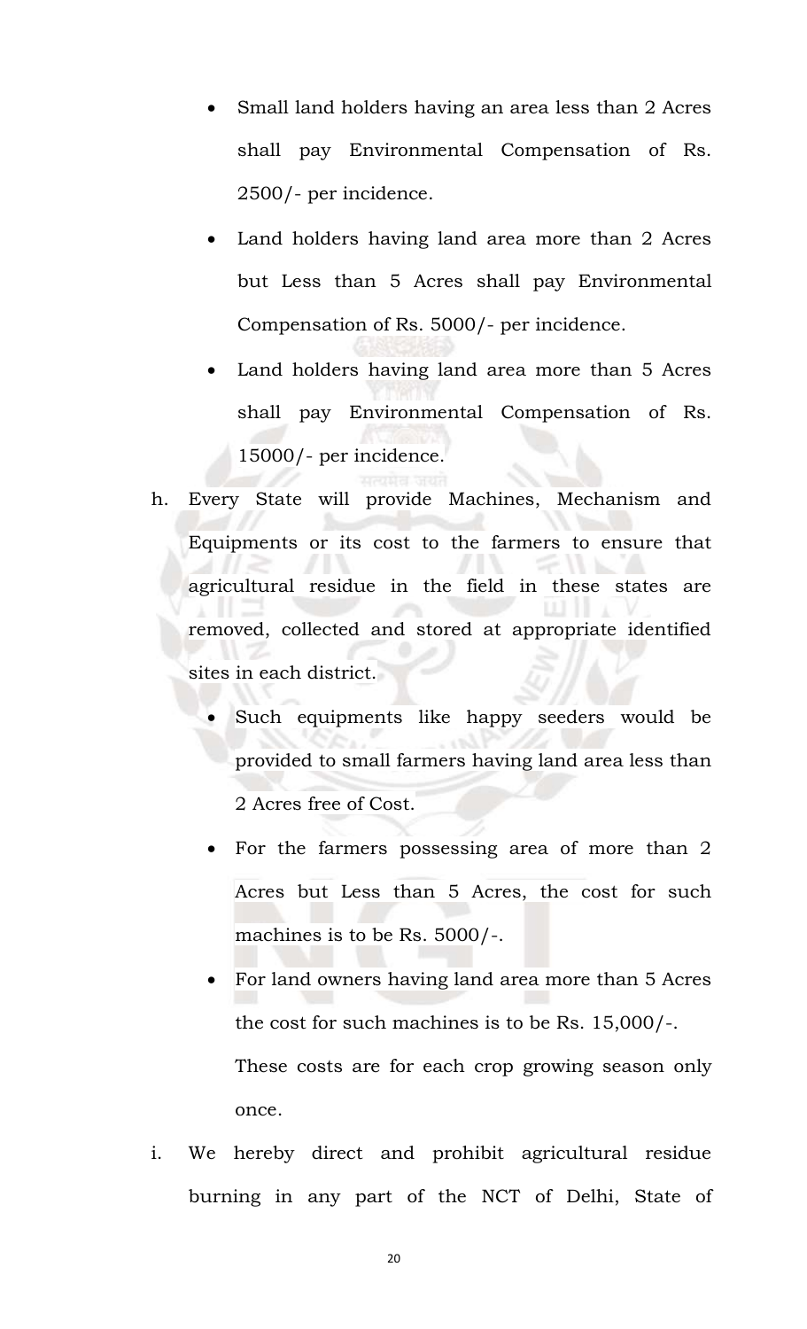- Small land holders having an area less than 2 Acres shall pay Environmental Compensation of Rs. 2500/- per incidence.
- Land holders having land area more than 2 Acres but Less than 5 Acres shall pay Environmental Compensation of Rs. 5000/- per incidence.
- Land holders having land area more than 5 Acres shall pay Environmental Compensation of Rs. 15000/- per incidence.

h. Every State will provide Machines, Mechanism and Equipments or its cost to the farmers to ensure that agricultural residue in the field in these states are removed, collected and stored at appropriate identified sites in each district.

- Such equipments like happy seeders would be provided to small farmers having land area less than 2 Acres free of Cost.
- For the farmers possessing area of more than 2 Acres but Less than 5 Acres, the cost for such machines is to be Rs. 5000/-.
- For land owners having land area more than 5 Acres the cost for such machines is to be Rs. 15,000/-.

  These costs are for each crop growing season only once.

i. We hereby direct and prohibit agricultural residue burning in any part of the NCT of Delhi, State of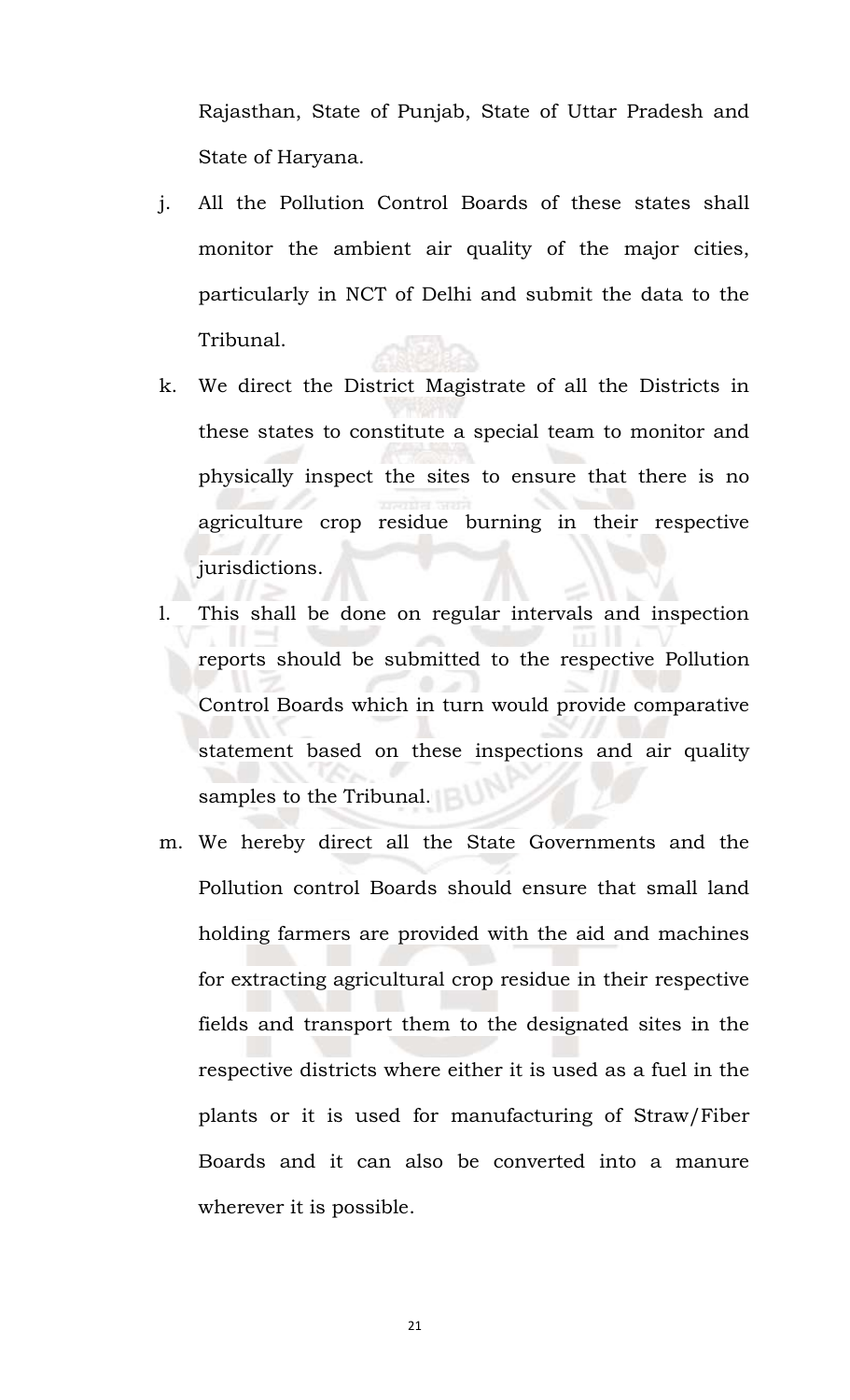Rajasthan, State of Punjab, State of Uttar Pradesh and State of Haryana.

j. All the Pollution Control Boards of these states shall monitor the ambient air quality of the major cities, particularly in NCT of Delhi and submit the data to the Tribunal.

k. We direct the District Magistrate of all the Districts in these states to constitute a special team to monitor and physically inspect the sites to ensure that there is no agriculture crop residue burning in their respective jurisdictions.

l. This shall be done on regular intervals and inspection reports should be submitted to the respective Pollution Control Boards which in turn would provide comparative statement based on these inspections and air quality samples to the Tribunal.

m. We hereby direct all the State Governments and the Pollution control Boards should ensure that small land holding farmers are provided with the aid and machines for extracting agricultural crop residue in their respective fields and transport them to the designated sites in the respective districts where either it is used as a fuel in the plants or it is used for manufacturing of Straw/Fiber Boards and it can also be converted into a manure wherever it is possible.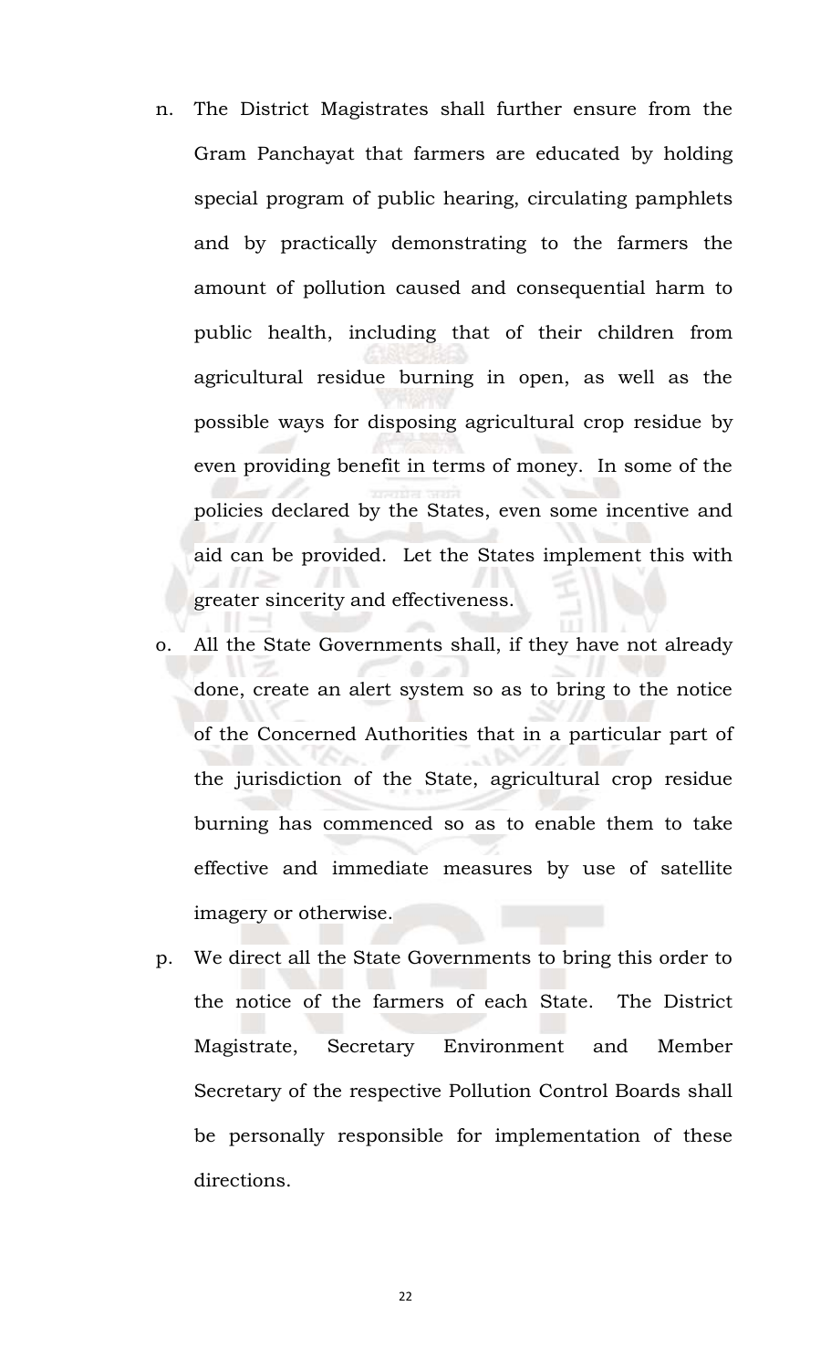n. The District Magistrates shall further ensure from the Gram Panchayat that farmers are educated by holding special program of public hearing, circulating pamphlets and by practically demonstrating to the farmers the amount of pollution caused and consequential harm to public health, including that of their children from agricultural residue burning in open, as well as the possible ways for disposing agricultural crop residue by even providing benefit in terms of money. In some of the policies declared by the States, even some incentive and aid can be provided. Let the States implement this with greater sincerity and effectiveness.

o. All the State Governments shall, if they have not already done, create an alert system so as to bring to the notice of the Concerned Authorities that in a particular part of the jurisdiction of the State, agricultural crop residue burning has commenced so as to enable them to take effective and immediate measures by use of satellite imagery or otherwise.

p. We direct all the State Governments to bring this order to the notice of the farmers of each State. The District Magistrate, Secretary Environment and Member Secretary of the respective Pollution Control Boards shall be personally responsible for implementation of these directions.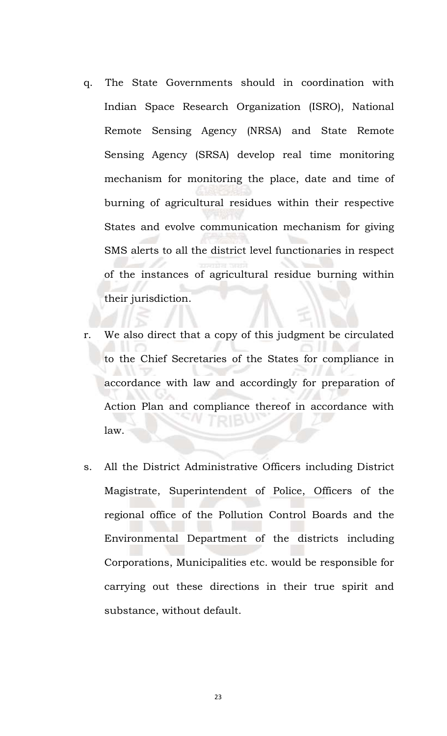q. The State Governments should in coordination with Indian Space Research Organization (ISRO), National Remote Sensing Agency (NRSA) and State Remote Sensing Agency (SRSA) develop real time monitoring mechanism for monitoring the place, date and time of burning of agricultural residues within their respective States and evolve communication mechanism for giving SMS alerts to all the district level functionaries in respect of the instances of agricultural residue burning within their jurisdiction.

r. We also direct that a copy of this judgment be circulated to the Chief Secretaries of the States for compliance in accordance with law and accordingly for preparation of Action Plan and compliance thereof in accordance with law.

s. All the District Administrative Officers including District Magistrate, Superintendent of Police, Officers of the regional office of the Pollution Control Boards and the Environmental Department of the districts including Corporations, Municipalities etc. would be responsible for carrying out these directions in their true spirit and substance, without default.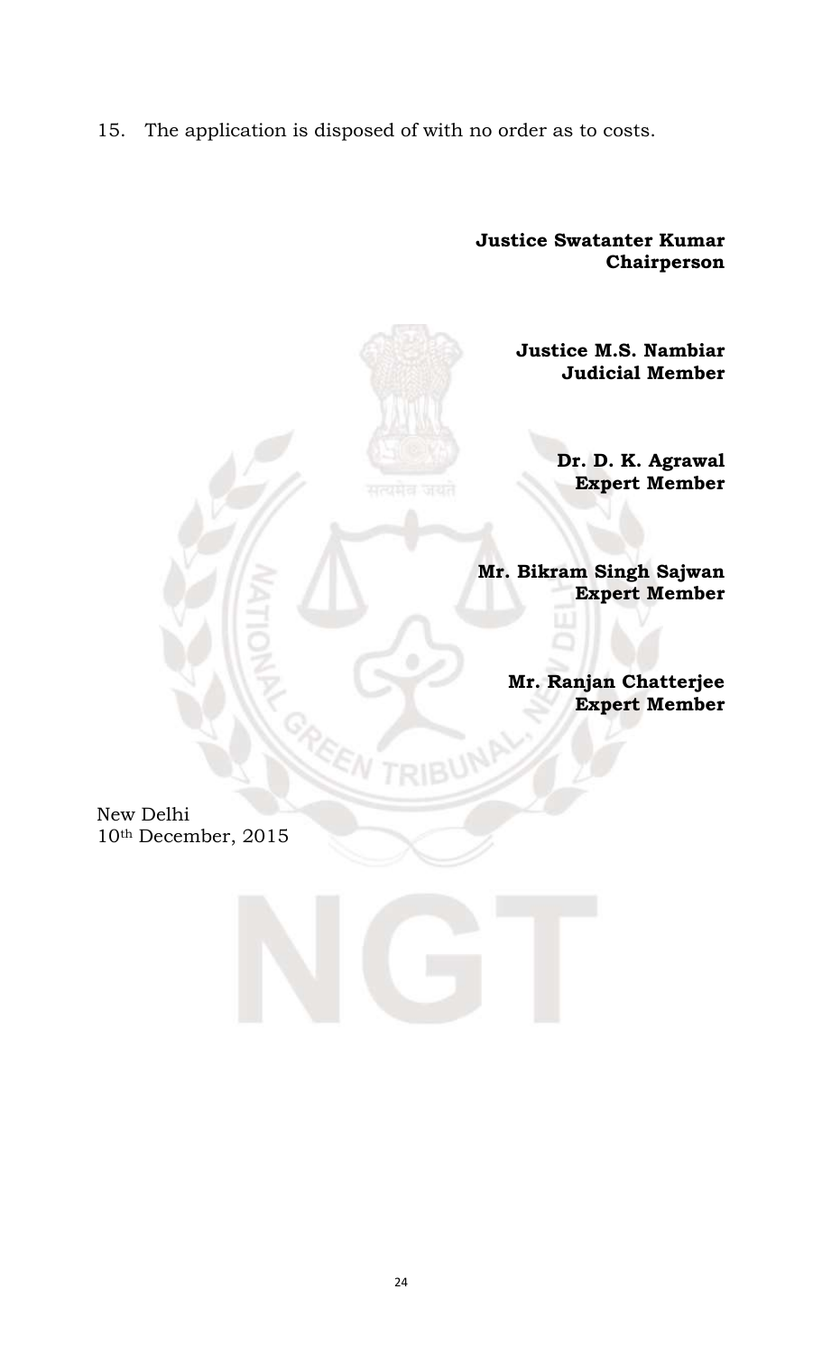15. The application is disposed of with no order as to costs.

**Justice Swatanter Kumar**
**Chairperson**

**Justice M.S. Nambiar**
**Judicial Member**

**Dr. D. K. Agrawal**
**Expert Member**

**Mr. Bikram Singh Sajwan**
**Expert Member**

**Mr. Ranjan Chatterjee**
**Expert Member**

New Delhi
10th December, 2015